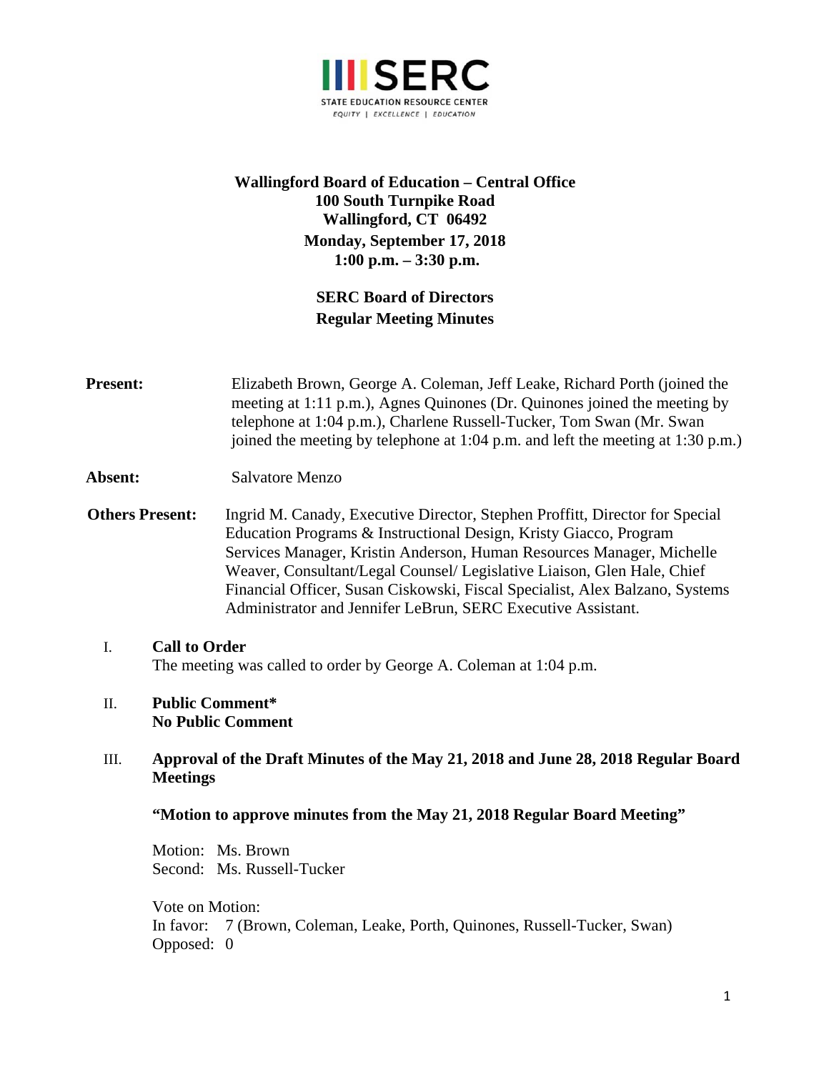SERC
STATE EDUCATION RESOURCE CENTER
EQUITY | EXCELLENCE | EDUCATION

**Wallingford Board of Education – Central Office**
**100 South Turnpike Road**
**Wallingford, CT 06492**
**Monday, September 17, 2018**
**1:00 p.m. – 3:30 p.m.**

**SERC Board of Directors**
**Regular Meeting Minutes**

**Present:** Elizabeth Brown, George A. Coleman, Jeff Leake, Richard Porth (joined the meeting at 1:11 p.m.), Agnes Quinones (Dr. Quinones joined the meeting by telephone at 1:04 p.m.), Charlene Russell-Tucker, Tom Swan (Mr. Swan joined the meeting by telephone at 1:04 p.m. and left the meeting at 1:30 p.m.)

**Absent:** Salvatore Menzo

**Others Present:** Ingrid M. Canady, Executive Director, Stephen Proffitt, Director for Special Education Programs & Instructional Design, Kristy Giacco, Program Services Manager, Kristin Anderson, Human Resources Manager, Michelle Weaver, Consultant/Legal Counsel/ Legislative Liaison, Glen Hale, Chief Financial Officer, Susan Ciskowski, Fiscal Specialist, Alex Balzano, Systems Administrator and Jennifer LeBrun, SERC Executive Assistant.

I. **Call to Order**
The meeting was called to order by George A. Coleman at 1:04 p.m.

II. **Public Comment***
**No Public Comment**

III. **Approval of the Draft Minutes of the May 21, 2018 and June 28, 2018 Regular Board Meetings**

**"Motion to approve minutes from the May 21, 2018 Regular Board Meeting"**

Motion: Ms. Brown
Second: Ms. Russell-Tucker

Vote on Motion:
In favor: 7 (Brown, Coleman, Leake, Porth, Quinones, Russell-Tucker, Swan)
Opposed: 0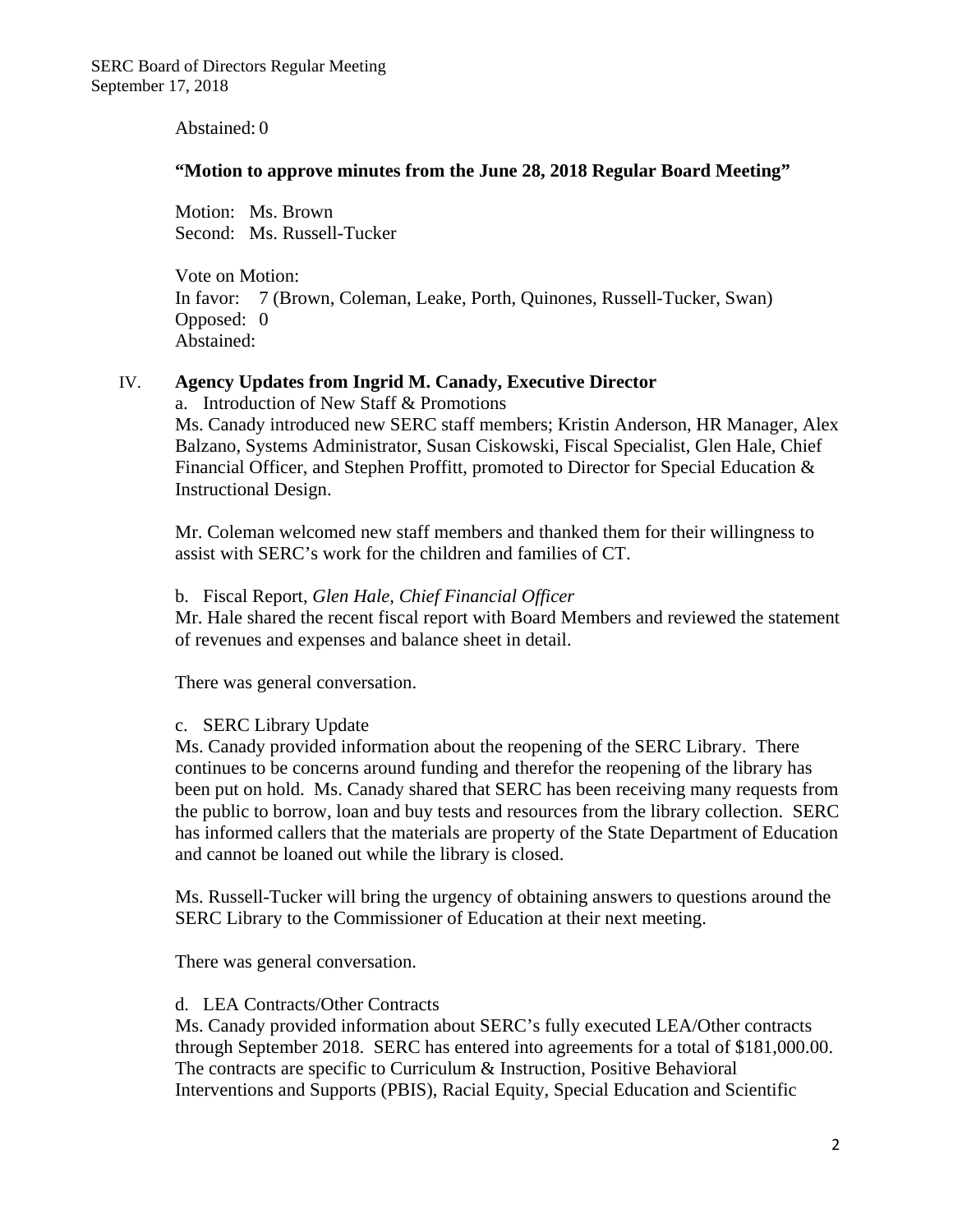Abstained: 0

**"Motion to approve minutes from the June 28, 2018 Regular Board Meeting"**

Motion: Ms. Brown
Second: Ms. Russell-Tucker

Vote on Motion:
In favor: 7 (Brown, Coleman, Leake, Porth, Quinones, Russell-Tucker, Swan)
Opposed: 0
Abstained:

IV. **Agency Updates from Ingrid M. Canady, Executive Director**

a. Introduction of New Staff & Promotions

Ms. Canady introduced new SERC staff members; Kristin Anderson, HR Manager, Alex Balzano, Systems Administrator, Susan Ciskowski, Fiscal Specialist, Glen Hale, Chief Financial Officer, and Stephen Proffitt, promoted to Director for Special Education & Instructional Design.

Mr. Coleman welcomed new staff members and thanked them for their willingness to assist with SERC's work for the children and families of CT.

b. Fiscal Report, *Glen Hale, Chief Financial Officer*

Mr. Hale shared the recent fiscal report with Board Members and reviewed the statement of revenues and expenses and balance sheet in detail.

There was general conversation.

c. SERC Library Update

Ms. Canady provided information about the reopening of the SERC Library. There continues to be concerns around funding and therefor the reopening of the library has been put on hold. Ms. Canady shared that SERC has been receiving many requests from the public to borrow, loan and buy tests and resources from the library collection. SERC has informed callers that the materials are property of the State Department of Education and cannot be loaned out while the library is closed.

Ms. Russell-Tucker will bring the urgency of obtaining answers to questions around the SERC Library to the Commissioner of Education at their next meeting.

There was general conversation.

d. LEA Contracts/Other Contracts

Ms. Canady provided information about SERC's fully executed LEA/Other contracts through September 2018. SERC has entered into agreements for a total of $181,000.00. The contracts are specific to Curriculum & Instruction, Positive Behavioral Interventions and Supports (PBIS), Racial Equity, Special Education and Scientific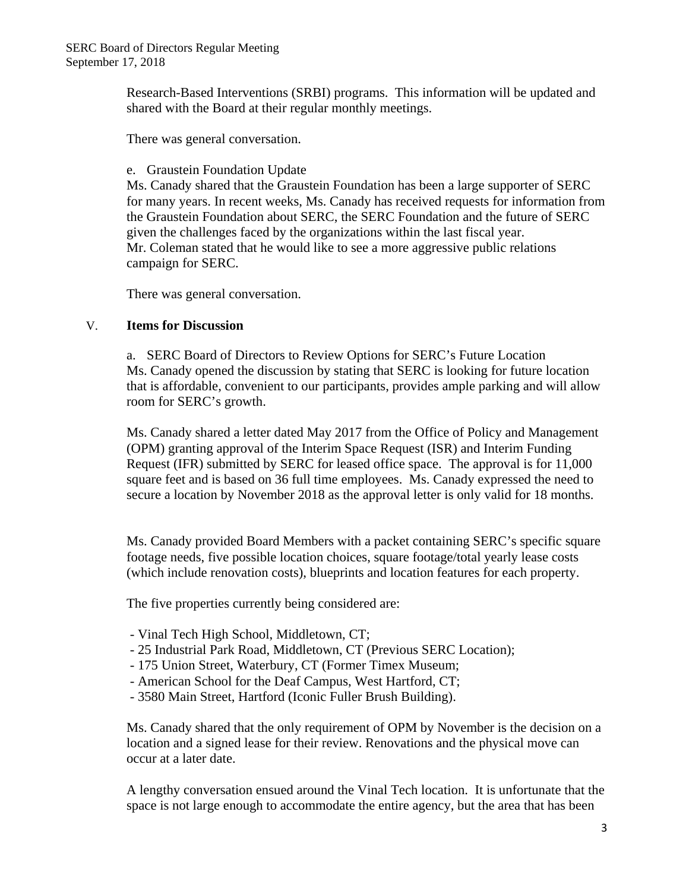Research-Based Interventions (SRBI) programs. This information will be updated and shared with the Board at their regular monthly meetings.

There was general conversation.

e. Graustein Foundation Update

Ms. Canady shared that the Graustein Foundation has been a large supporter of SERC for many years. In recent weeks, Ms. Canady has received requests for information from the Graustein Foundation about SERC, the SERC Foundation and the future of SERC given the challenges faced by the organizations within the last fiscal year.

Mr. Coleman stated that he would like to see a more aggressive public relations campaign for SERC.

There was general conversation.

V. **Items for Discussion**

a. SERC Board of Directors to Review Options for SERC's Future Location

Ms. Canady opened the discussion by stating that SERC is looking for future location that is affordable, convenient to our participants, provides ample parking and will allow room for SERC's growth.

Ms. Canady shared a letter dated May 2017 from the Office of Policy and Management (OPM) granting approval of the Interim Space Request (ISR) and Interim Funding Request (IFR) submitted by SERC for leased office space. The approval is for 11,000 square feet and is based on 36 full time employees. Ms. Canady expressed the need to secure a location by November 2018 as the approval letter is only valid for 18 months.

Ms. Canady provided Board Members with a packet containing SERC's specific square footage needs, five possible location choices, square footage/total yearly lease costs (which include renovation costs), blueprints and location features for each property.

The five properties currently being considered are:

- Vinal Tech High School, Middletown, CT;
- 25 Industrial Park Road, Middletown, CT (Previous SERC Location);
- 175 Union Street, Waterbury, CT (Former Timex Museum;
- American School for the Deaf Campus, West Hartford, CT;
- 3580 Main Street, Hartford (Iconic Fuller Brush Building).

Ms. Canady shared that the only requirement of OPM by November is the decision on a location and a signed lease for their review. Renovations and the physical move can occur at a later date.

A lengthy conversation ensued around the Vinal Tech location. It is unfortunate that the space is not large enough to accommodate the entire agency, but the area that has been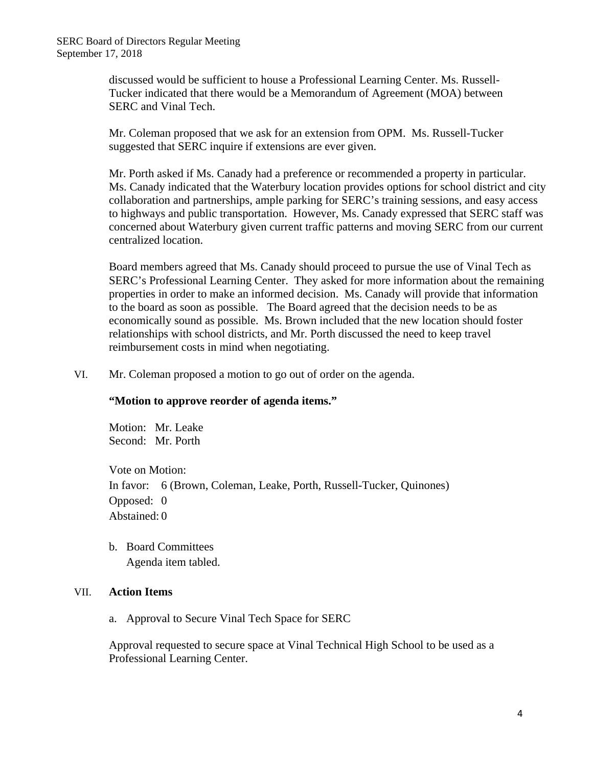discussed would be sufficient to house a Professional Learning Center. Ms. Russell-Tucker indicated that there would be a Memorandum of Agreement (MOA) between SERC and Vinal Tech.

Mr. Coleman proposed that we ask for an extension from OPM. Ms. Russell-Tucker suggested that SERC inquire if extensions are ever given.

Mr. Porth asked if Ms. Canady had a preference or recommended a property in particular. Ms. Canady indicated that the Waterbury location provides options for school district and city collaboration and partnerships, ample parking for SERC's training sessions, and easy access to highways and public transportation. However, Ms. Canady expressed that SERC staff was concerned about Waterbury given current traffic patterns and moving SERC from our current centralized location.

Board members agreed that Ms. Canady should proceed to pursue the use of Vinal Tech as SERC's Professional Learning Center. They asked for more information about the remaining properties in order to make an informed decision. Ms. Canady will provide that information to the board as soon as possible. The Board agreed that the decision needs to be as economically sound as possible. Ms. Brown included that the new location should foster relationships with school districts, and Mr. Porth discussed the need to keep travel reimbursement costs in mind when negotiating.

VI. Mr. Coleman proposed a motion to go out of order on the agenda.

**"Motion to approve reorder of agenda items."**

Motion: Mr. Leake
Second: Mr. Porth

Vote on Motion:
In favor: 6 (Brown, Coleman, Leake, Porth, Russell-Tucker, Quinones)
Opposed: 0
Abstained: 0

b. Board Committees
Agenda item tabled.

VII. **Action Items**

a. Approval to Secure Vinal Tech Space for SERC

Approval requested to secure space at Vinal Technical High School to be used as a Professional Learning Center.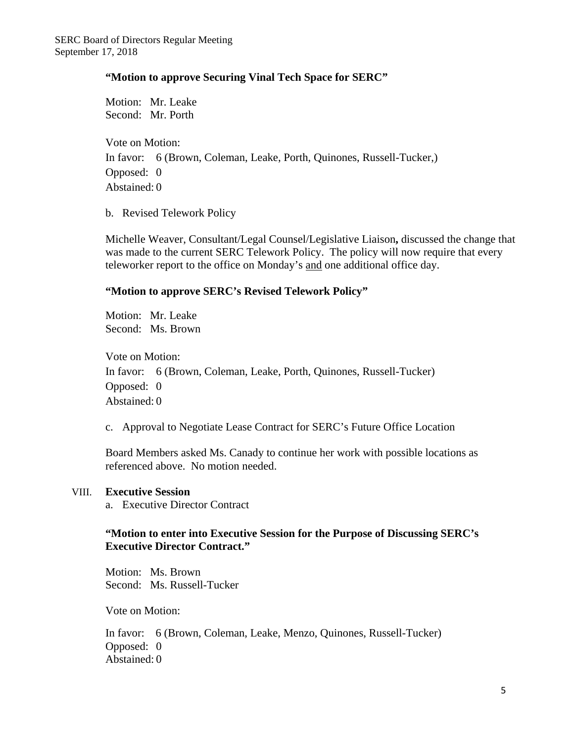**"Motion to approve Securing Vinal Tech Space for SERC"**

Motion: Mr. Leake
Second: Mr. Porth

Vote on Motion:
In favor: 6 (Brown, Coleman, Leake, Porth, Quinones, Russell-Tucker,)
Opposed: 0
Abstained: 0

b. Revised Telework Policy

Michelle Weaver, Consultant/Legal Counsel/Legislative Liaison**,** discussed the change that was made to the current SERC Telework Policy. The policy will now require that every teleworker report to the office on Monday's <u>and</u> one additional office day.

**"Motion to approve SERC's Revised Telework Policy"**

Motion: Mr. Leake
Second: Ms. Brown

Vote on Motion:
In favor: 6 (Brown, Coleman, Leake, Porth, Quinones, Russell-Tucker)
Opposed: 0
Abstained: 0

c. Approval to Negotiate Lease Contract for SERC's Future Office Location

Board Members asked Ms. Canady to continue her work with possible locations as referenced above. No motion needed.

VIII. **Executive Session**

a. Executive Director Contract

**"Motion to enter into Executive Session for the Purpose of Discussing SERC's Executive Director Contract."**

Motion: Ms. Brown
Second: Ms. Russell-Tucker

Vote on Motion:

In favor: 6 (Brown, Coleman, Leake, Menzo, Quinones, Russell-Tucker)
Opposed: 0
Abstained: 0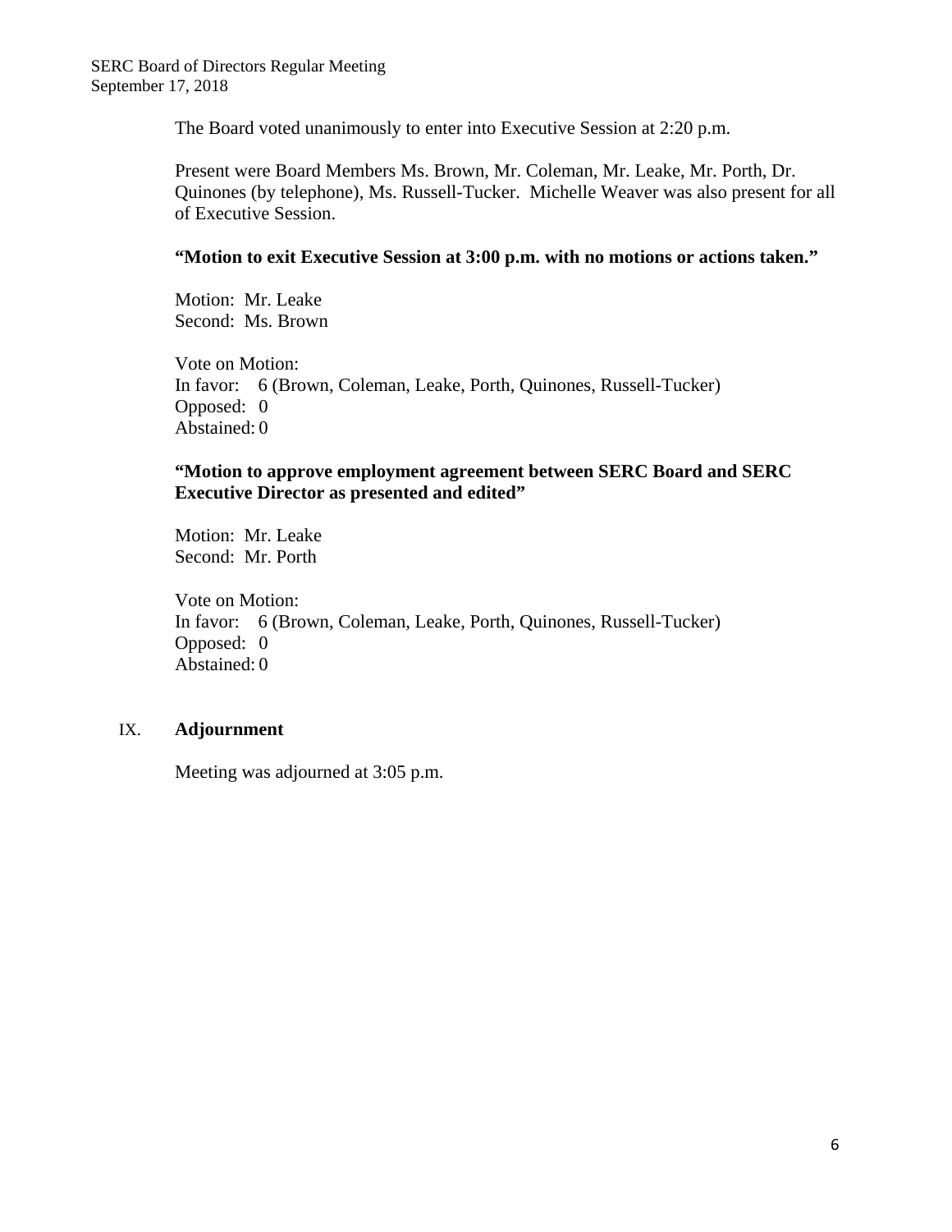The Board voted unanimously to enter into Executive Session at 2:20 p.m.

Present were Board Members Ms. Brown, Mr. Coleman, Mr. Leake, Mr. Porth, Dr. Quinones (by telephone), Ms. Russell-Tucker. Michelle Weaver was also present for all of Executive Session.

**"Motion to exit Executive Session at 3:00 p.m. with no motions or actions taken."**

Motion: Mr. Leake
Second: Ms. Brown

Vote on Motion:
In favor: 6 (Brown, Coleman, Leake, Porth, Quinones, Russell-Tucker)
Opposed: 0
Abstained: 0

**"Motion to approve employment agreement between SERC Board and SERC Executive Director as presented and edited"**

Motion: Mr. Leake
Second: Mr. Porth

Vote on Motion:
In favor: 6 (Brown, Coleman, Leake, Porth, Quinones, Russell-Tucker)
Opposed: 0
Abstained: 0

## IX. Adjournment

Meeting was adjourned at 3:05 p.m.